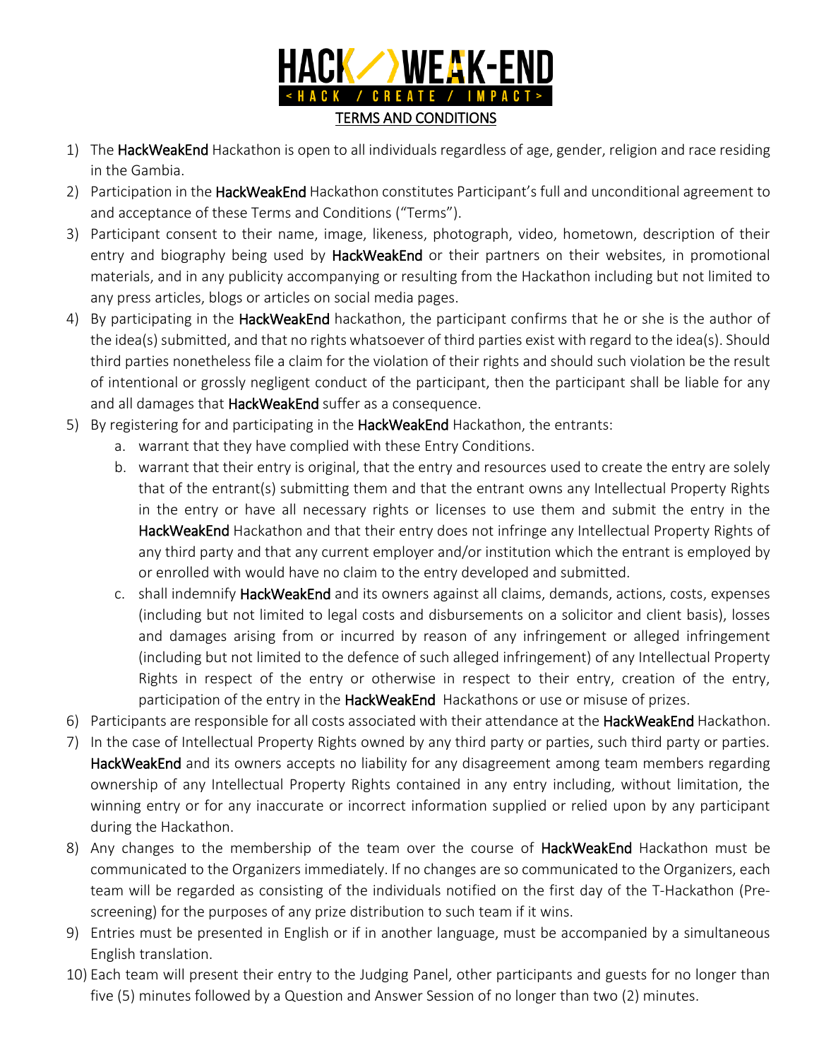# HACK</>WEAK-END

<HACK / CREATE / IMPACT>

## TERMS AND CONDITIONS

1) The HackWeakEnd Hackathon is open to all individuals regardless of age, gender, religion and race residing in the Gambia.
2) Participation in the HackWeakEnd Hackathon constitutes Participant's full and unconditional agreement to and acceptance of these Terms and Conditions ("Terms").
3) Participant consent to their name, image, likeness, photograph, video, hometown, description of their entry and biography being used by HackWeakEnd or their partners on their websites, in promotional materials, and in any publicity accompanying or resulting from the Hackathon including but not limited to any press articles, blogs or articles on social media pages.
4) By participating in the HackWeakEnd hackathon, the participant confirms that he or she is the author of the idea(s) submitted, and that no rights whatsoever of third parties exist with regard to the idea(s). Should third parties nonetheless file a claim for the violation of their rights and should such violation be the result of intentional or grossly negligent conduct of the participant, then the participant shall be liable for any and all damages that HackWeakEnd suffer as a consequence.
5) By registering for and participating in the HackWeakEnd Hackathon, the entrants:
   a. warrant that they have complied with these Entry Conditions.
   b. warrant that their entry is original, that the entry and resources used to create the entry are solely that of the entrant(s) submitting them and that the entrant owns any Intellectual Property Rights in the entry or have all necessary rights or licenses to use them and submit the entry in the HackWeakEnd Hackathon and that their entry does not infringe any Intellectual Property Rights of any third party and that any current employer and/or institution which the entrant is employed by or enrolled with would have no claim to the entry developed and submitted.
   c. shall indemnify HackWeakEnd and its owners against all claims, demands, actions, costs, expenses (including but not limited to legal costs and disbursements on a solicitor and client basis), losses and damages arising from or incurred by reason of any infringement or alleged infringement (including but not limited to the defence of such alleged infringement) of any Intellectual Property Rights in respect of the entry or otherwise in respect to their entry, creation of the entry, participation of the entry in the HackWeakEnd Hackathons or use or misuse of prizes.
6) Participants are responsible for all costs associated with their attendance at the HackWeakEnd Hackathon.
7) In the case of Intellectual Property Rights owned by any third party or parties, such third party or parties. HackWeakEnd and its owners accepts no liability for any disagreement among team members regarding ownership of any Intellectual Property Rights contained in any entry including, without limitation, the winning entry or for any inaccurate or incorrect information supplied or relied upon by any participant during the Hackathon.
8) Any changes to the membership of the team over the course of HackWeakEnd Hackathon must be communicated to the Organizers immediately. If no changes are so communicated to the Organizers, each team will be regarded as consisting of the individuals notified on the first day of the T-Hackathon (Pre-screening) for the purposes of any prize distribution to such team if it wins.
9) Entries must be presented in English or if in another language, must be accompanied by a simultaneous English translation.
10) Each team will present their entry to the Judging Panel, other participants and guests for no longer than five (5) minutes followed by a Question and Answer Session of no longer than two (2) minutes.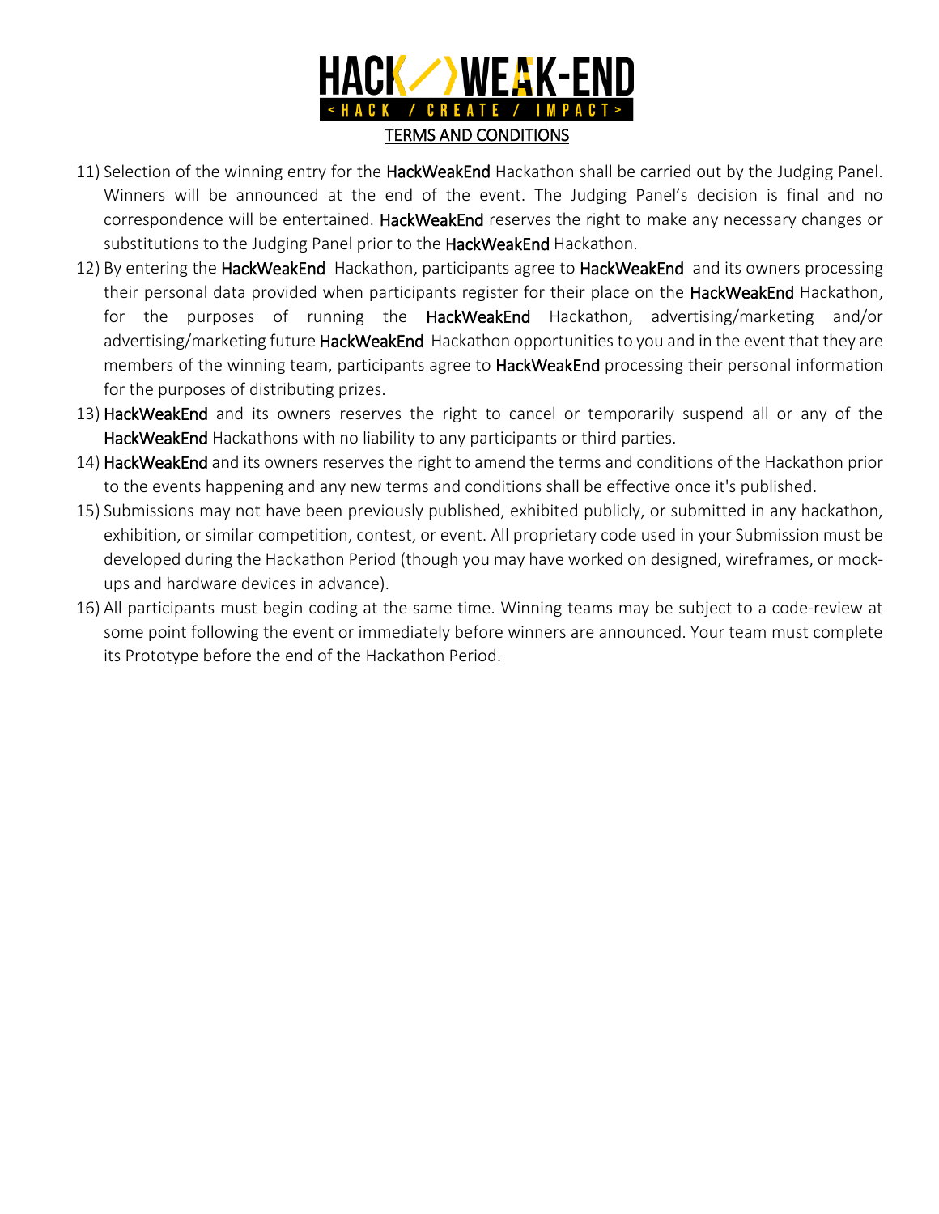# HACK</>WEAK-END

<HACK / CREATE / IMPACT>

## TERMS AND CONDITIONS

11) Selection of the winning entry for the **HackWeakEnd** Hackathon shall be carried out by the Judging Panel. Winners will be announced at the end of the event. The Judging Panel's decision is final and no correspondence will be entertained. **HackWeakEnd** reserves the right to make any necessary changes or substitutions to the Judging Panel prior to the **HackWeakEnd** Hackathon.
12) By entering the **HackWeakEnd** Hackathon, participants agree to **HackWeakEnd** and its owners processing their personal data provided when participants register for their place on the **HackWeakEnd** Hackathon, for the purposes of running the **HackWeakEnd** Hackathon, advertising/marketing and/or advertising/marketing future **HackWeakEnd** Hackathon opportunities to you and in the event that they are members of the winning team, participants agree to **HackWeakEnd** processing their personal information for the purposes of distributing prizes.
13) **HackWeakEnd** and its owners reserves the right to cancel or temporarily suspend all or any of the **HackWeakEnd** Hackathons with no liability to any participants or third parties.
14) **HackWeakEnd** and its owners reserves the right to amend the terms and conditions of the Hackathon prior to the events happening and any new terms and conditions shall be effective once it's published.
15) Submissions may not have been previously published, exhibited publicly, or submitted in any hackathon, exhibition, or similar competition, contest, or event. All proprietary code used in your Submission must be developed during the Hackathon Period (though you may have worked on designed, wireframes, or mock-ups and hardware devices in advance).
16) All participants must begin coding at the same time. Winning teams may be subject to a code-review at some point following the event or immediately before winners are announced. Your team must complete its Prototype before the end of the Hackathon Period.